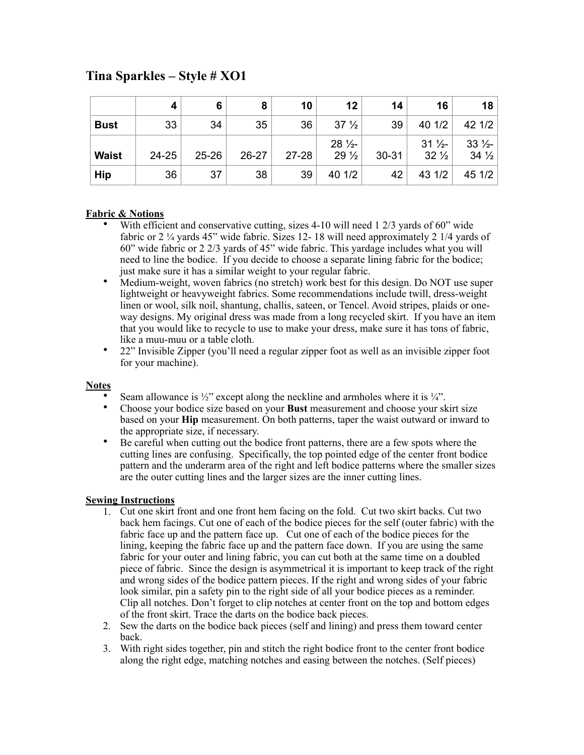# Tina Sparkles – Style # XO1

| | 4 | 6 | 8 | 10 | 12 | 14 | 16 | 18 |
|---|---|---|---|---|---|---|---|---|
| **Bust** | 33 | 34 | 35 | 36 | 37 ½ | 39 | 40 1/2 | 42 1/2 |
| **Waist** | 24-25 | 25-26 | 26-27 | 27-28 | 28 ½-29 ½ | 30-31 | 31 ½-32 ½ | 33 ½-34 ½ |
| **Hip** | 36 | 37 | 38 | 39 | 40 1/2 | 42 | 43 1/2 | 45 1/2 |

**Fabric & Notions**

- With efficient and conservative cutting, sizes 4-10 will need 1 2/3 yards of 60" wide fabric or 2 ¼ yards 45" wide fabric. Sizes 12- 18 will need approximately 2 1/4 yards of 60" wide fabric or 2 2/3 yards of 45" wide fabric. This yardage includes what you will need to line the bodice. If you decide to choose a separate lining fabric for the bodice; just make sure it has a similar weight to your regular fabric.
- Medium-weight, woven fabrics (no stretch) work best for this design. Do NOT use super lightweight or heavyweight fabrics. Some recommendations include twill, dress-weight linen or wool, silk noil, shantung, challis, sateen, or Tencel. Avoid stripes, plaids or one-way designs. My original dress was made from a long recycled skirt. If you have an item that you would like to recycle to use to make your dress, make sure it has tons of fabric, like a muu-muu or a table cloth.
- 22" Invisible Zipper (you'll need a regular zipper foot as well as an invisible zipper foot for your machine).

**Notes**

- Seam allowance is ½" except along the neckline and armholes where it is ¼".
- Choose your bodice size based on your **Bust** measurement and choose your skirt size based on your **Hip** measurement. On both patterns, taper the waist outward or inward to the appropriate size, if necessary.
- Be careful when cutting out the bodice front patterns, there are a few spots where the cutting lines are confusing. Specifically, the top pointed edge of the center front bodice pattern and the underarm area of the right and left bodice patterns where the smaller sizes are the outer cutting lines and the larger sizes are the inner cutting lines.

**Sewing Instructions**

1. Cut one skirt front and one front hem facing on the fold. Cut two skirt backs. Cut two back hem facings. Cut one of each of the bodice pieces for the self (outer fabric) with the fabric face up and the pattern face up. Cut one of each of the bodice pieces for the lining, keeping the fabric face up and the pattern face down. If you are using the same fabric for your outer and lining fabric, you can cut both at the same time on a doubled piece of fabric. Since the design is asymmetrical it is important to keep track of the right and wrong sides of the bodice pattern pieces. If the right and wrong sides of your fabric look similar, pin a safety pin to the right side of all your bodice pieces as a reminder. Clip all notches. Don't forget to clip notches at center front on the top and bottom edges of the front skirt. Trace the darts on the bodice back pieces.
2. Sew the darts on the bodice back pieces (self and lining) and press them toward center back.
3. With right sides together, pin and stitch the right bodice front to the center front bodice along the right edge, matching notches and easing between the notches. (Self pieces)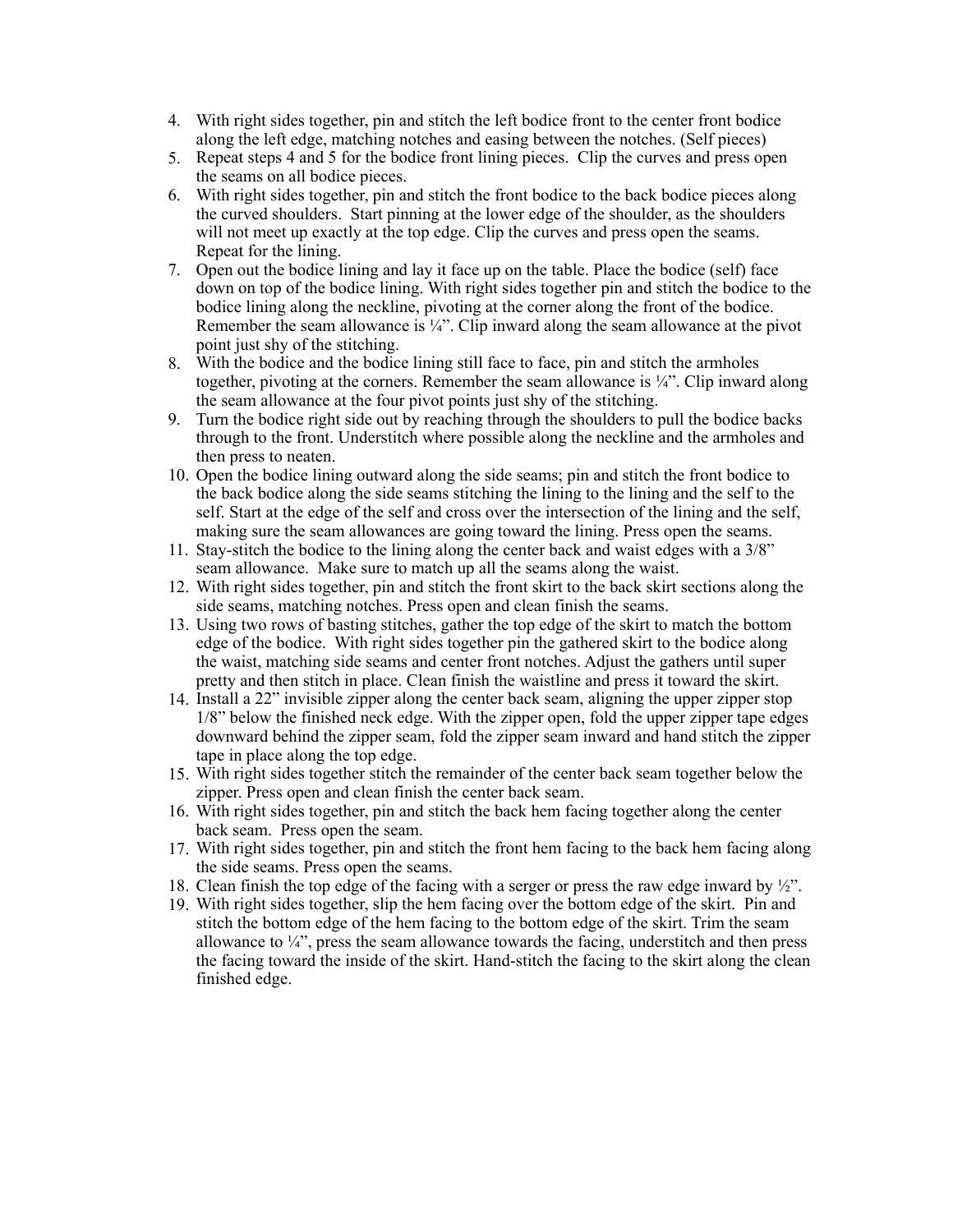4. With right sides together, pin and stitch the left bodice front to the center front bodice along the left edge, matching notches and easing between the notches. (Self pieces)
5. Repeat steps 4 and 5 for the bodice front lining pieces. Clip the curves and press open the seams on all bodice pieces.
6. With right sides together, pin and stitch the front bodice to the back bodice pieces along the curved shoulders. Start pinning at the lower edge of the shoulder, as the shoulders will not meet up exactly at the top edge. Clip the curves and press open the seams. Repeat for the lining.
7. Open out the bodice lining and lay it face up on the table. Place the bodice (self) face down on top of the bodice lining. With right sides together pin and stitch the bodice to the bodice lining along the neckline, pivoting at the corner along the front of the bodice. Remember the seam allowance is ¼”. Clip inward along the seam allowance at the pivot point just shy of the stitching.
8. With the bodice and the bodice lining still face to face, pin and stitch the armholes together, pivoting at the corners. Remember the seam allowance is ¼”. Clip inward along the seam allowance at the four pivot points just shy of the stitching.
9. Turn the bodice right side out by reaching through the shoulders to pull the bodice backs through to the front. Understitch where possible along the neckline and the armholes and then press to neaten.
10. Open the bodice lining outward along the side seams; pin and stitch the front bodice to the back bodice along the side seams stitching the lining to the lining and the self to the self. Start at the edge of the self and cross over the intersection of the lining and the self, making sure the seam allowances are going toward the lining. Press open the seams.
11. Stay-stitch the bodice to the lining along the center back and waist edges with a 3/8” seam allowance. Make sure to match up all the seams along the waist.
12. With right sides together, pin and stitch the front skirt to the back skirt sections along the side seams, matching notches. Press open and clean finish the seams.
13. Using two rows of basting stitches, gather the top edge of the skirt to match the bottom edge of the bodice. With right sides together pin the gathered skirt to the bodice along the waist, matching side seams and center front notches. Adjust the gathers until super pretty and then stitch in place. Clean finish the waistline and press it toward the skirt.
14. Install a 22” invisible zipper along the center back seam, aligning the upper zipper stop 1/8” below the finished neck edge. With the zipper open, fold the upper zipper tape edges downward behind the zipper seam, fold the zipper seam inward and hand stitch the zipper tape in place along the top edge.
15. With right sides together stitch the remainder of the center back seam together below the zipper. Press open and clean finish the center back seam.
16. With right sides together, pin and stitch the back hem facing together along the center back seam. Press open the seam.
17. With right sides together, pin and stitch the front hem facing to the back hem facing along the side seams. Press open the seams.
18. Clean finish the top edge of the facing with a serger or press the raw edge inward by ½”.
19. With right sides together, slip the hem facing over the bottom edge of the skirt. Pin and stitch the bottom edge of the hem facing to the bottom edge of the skirt. Trim the seam allowance to ¼”, press the seam allowance towards the facing, understitch and then press the facing toward the inside of the skirt. Hand-stitch the facing to the skirt along the clean finished edge.